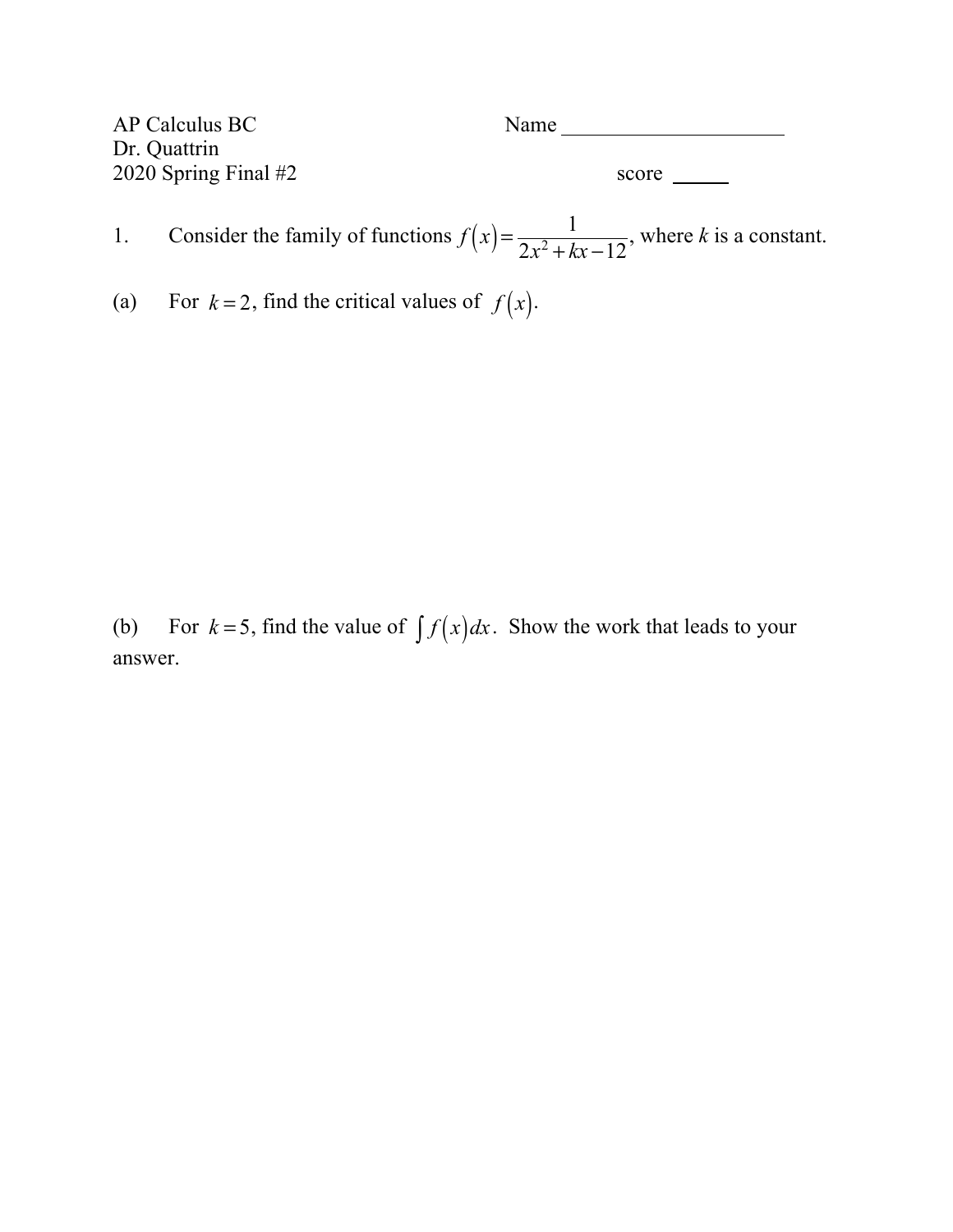AP Calculus BC
Dr. Quattrin
2020 Spring Final #2

Name ____________________

score _____

1. Consider the family of functions $f(x) = \dfrac{1}{2x^2 + kx - 12}$, where $k$ is a constant.

(a) For $k = 2$, find the critical values of $f(x)$.

(b) For $k = 5$, find the value of $\int f(x)\,dx$. Show the work that leads to your answer.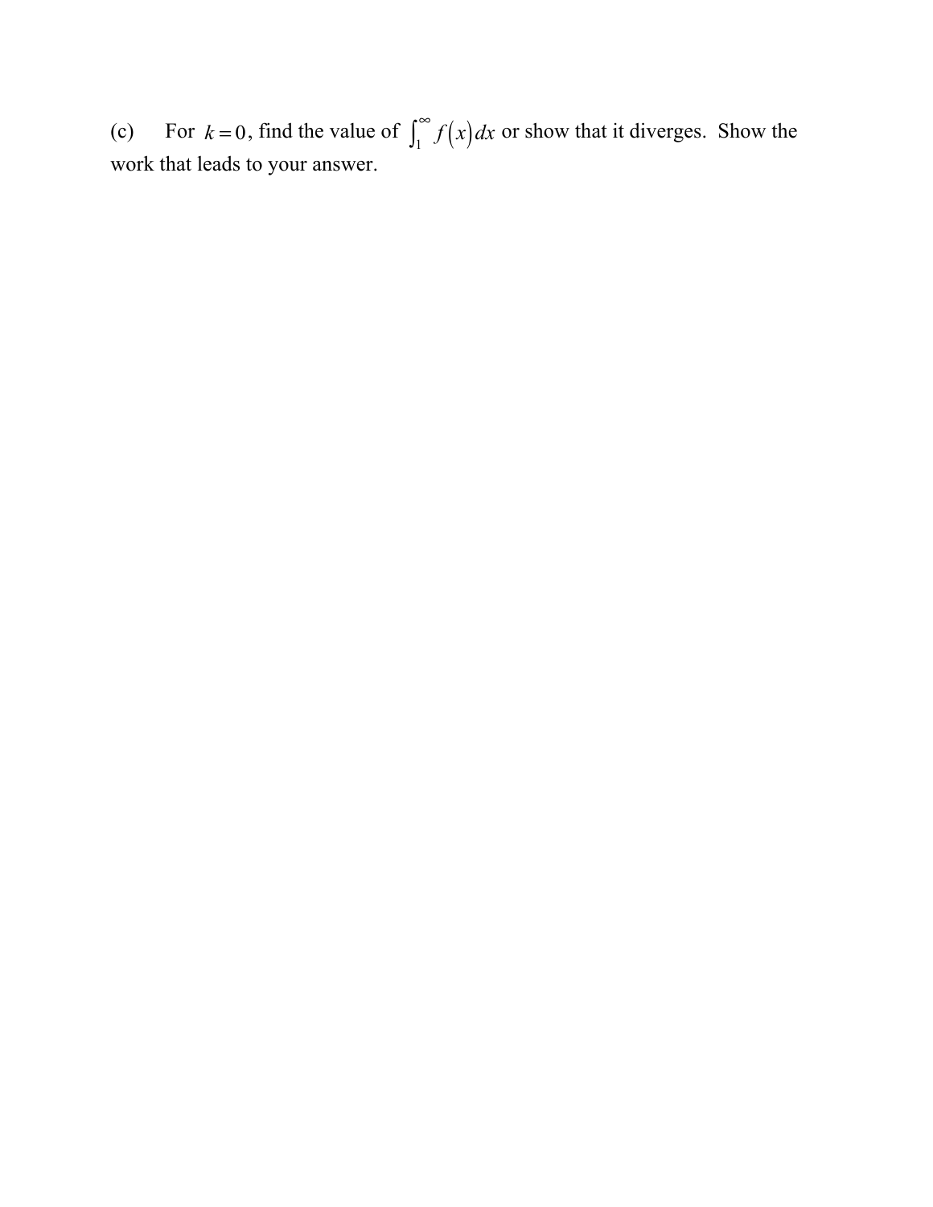(c) For $k = 0$, find the value of $\int_1^\infty f(x)\,dx$ or show that it diverges. Show the work that leads to your answer.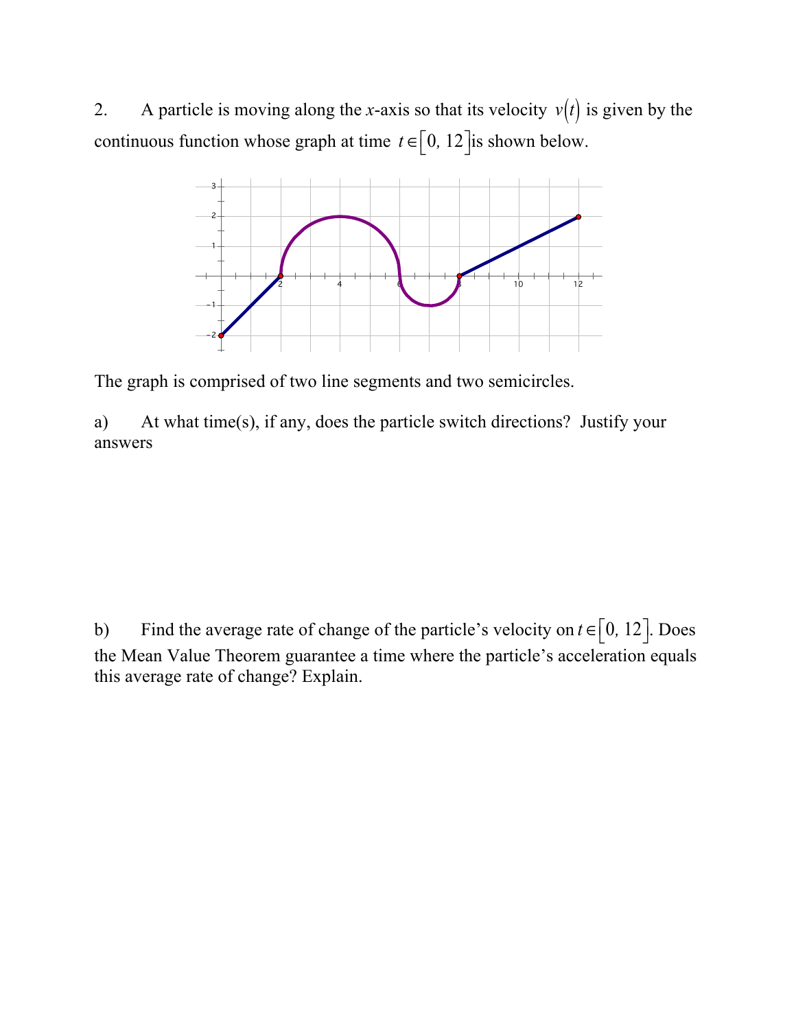2. A particle is moving along the $x$-axis so that its velocity $v(t)$ is given by the continuous function whose graph at time $t \in [0, 12]$ is shown below.

The graph is comprised of two line segments and two semicircles.

a) At what time(s), if any, does the particle switch directions? Justify your answers

b) Find the average rate of change of the particle's velocity on $t \in [0, 12]$. Does the Mean Value Theorem guarantee a time where the particle's acceleration equals this average rate of change? Explain.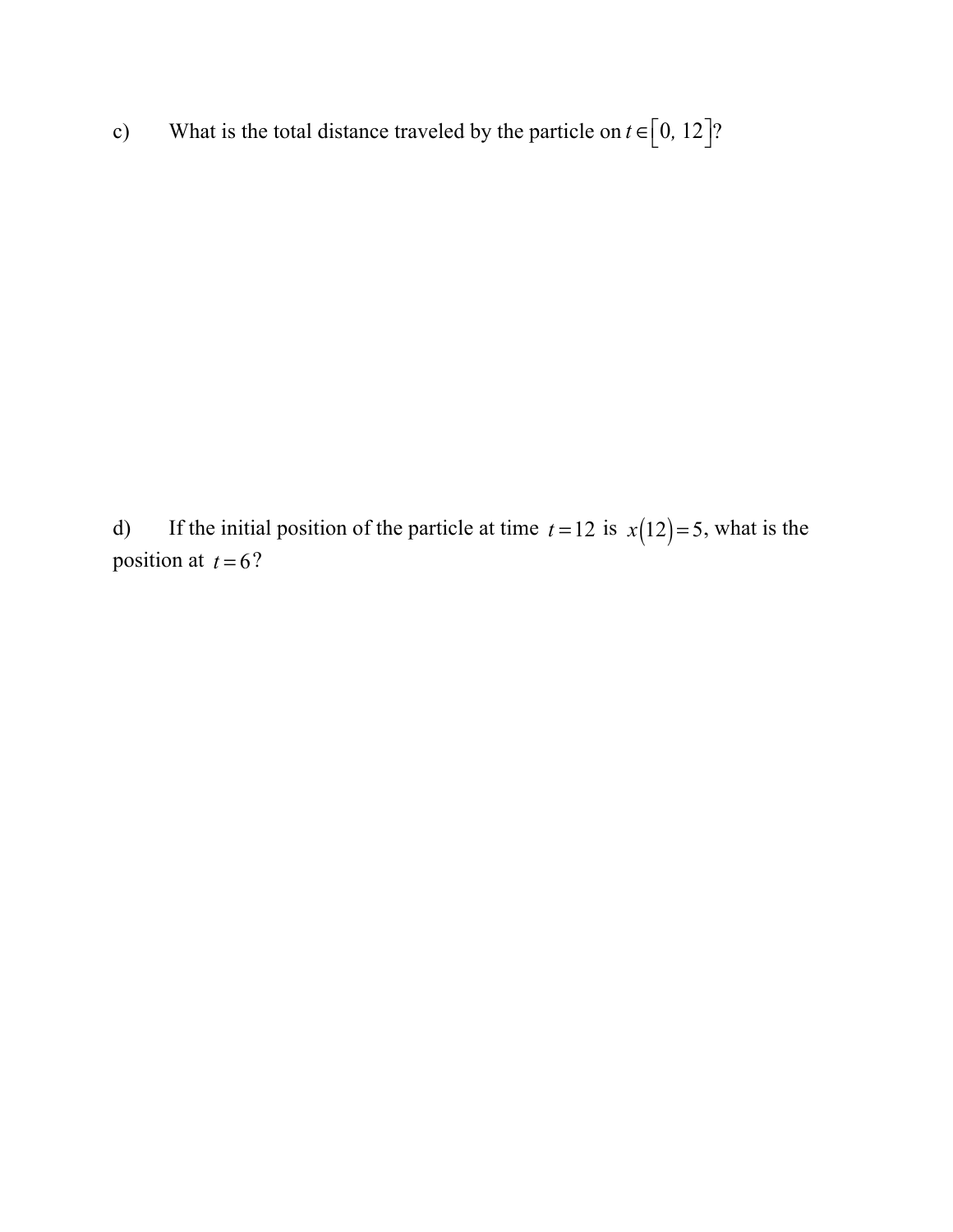c) What is the total distance traveled by the particle on $t \in [0, 12]$?

d) If the initial position of the particle at time $t = 12$ is $x(12) = 5$, what is the position at $t = 6$?